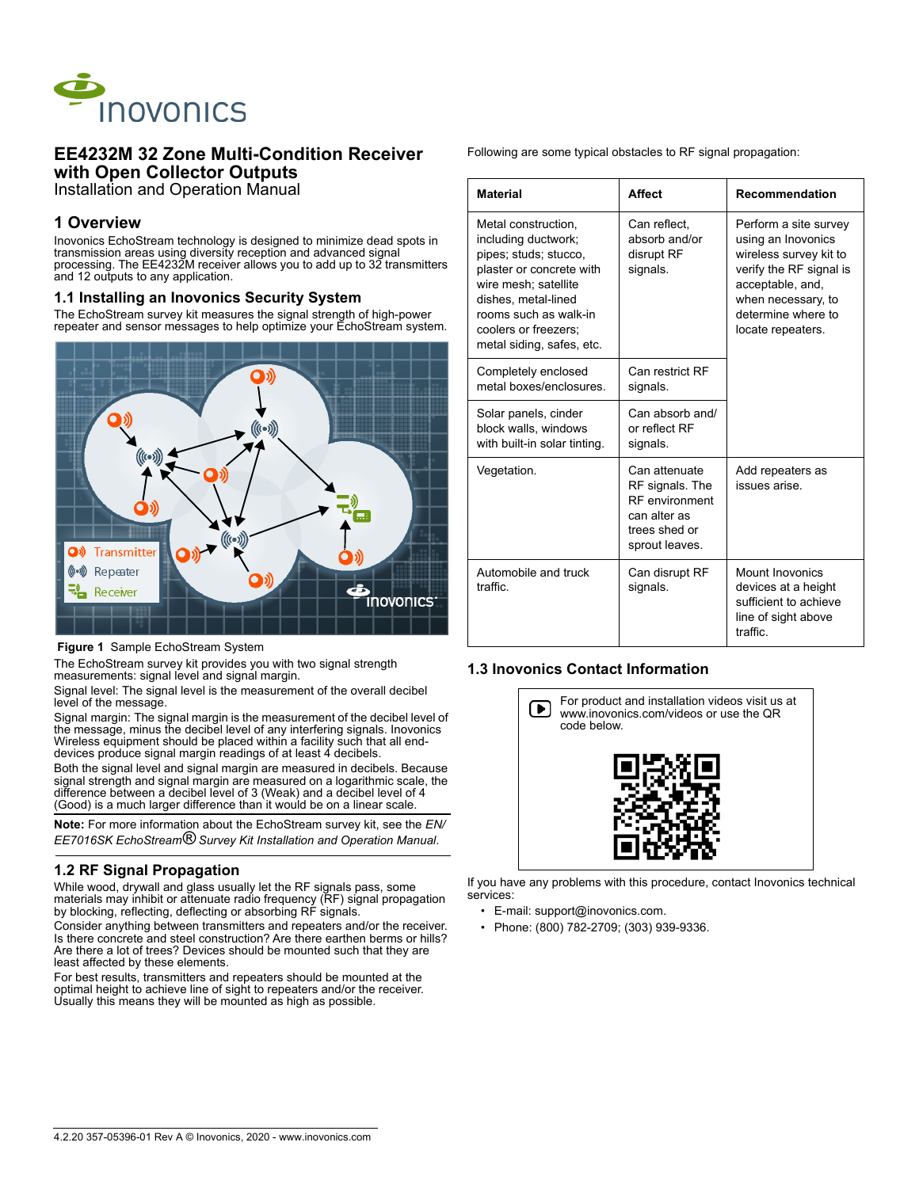# EE4232M 32 Zone Multi-Condition Receiver with Open Collector Outputs

Installation and Operation Manual

## 1 Overview

Inovonics EchoStream technology is designed to minimize dead spots in transmission areas using diversity reception and advanced signal processing. The EE4232M receiver allows you to add up to 32 transmitters and 12 outputs to any application.

### 1.1 Installing an Inovonics Security System

The EchoStream survey kit measures the signal strength of high-power repeater and sensor messages to help optimize your EchoStream system.

**Figure 1** Sample EchoStream System

The EchoStream survey kit provides you with two signal strength measurements: signal level and signal margin.

Signal level: The signal level is the measurement of the overall decibel level of the message.

Signal margin: The signal margin is the measurement of the decibel level of the message, minus the decibel level of any interfering signals. Inovonics Wireless equipment should be placed within a facility such that all end-devices produce signal margin readings of at least 4 decibels.

Both the signal level and signal margin are measured in decibels. Because signal strength and signal margin are measured on a logarithmic scale, the difference between a decibel level of 3 (Weak) and a decibel level of 4 (Good) is a much larger difference than it would be on a linear scale.

**Note:** For more information about the EchoStream survey kit, see the *EN/EE7016SK EchoStream® Survey Kit Installation and Operation Manual*.

### 1.2 RF Signal Propagation

While wood, drywall and glass usually let the RF signals pass, some materials may inhibit or attenuate radio frequency (RF) signal propagation by blocking, reflecting, deflecting or absorbing RF signals.

Consider anything between transmitters and repeaters and/or the receiver. Is there concrete and steel construction? Are there earthen berms or hills? Are there a lot of trees? Devices should be mounted such that they are least affected by these elements.

For best results, transmitters and repeaters should be mounted at the optimal height to achieve line of sight to repeaters and/or the receiver. Usually this means they will be mounted as high as possible.

Following are some typical obstacles to RF signal propagation:

| Material | Affect | Recommendation |
|---|---|---|
| Metal construction, including ductwork; pipes; studs; stucco, plaster or concrete with wire mesh; satellite dishes, metal-lined rooms such as walk-in coolers or freezers; metal siding, safes, etc. | Can reflect, absorb and/or disrupt RF signals. | Perform a site survey using an Inovonics wireless survey kit to verify the RF signal is acceptable, and, when necessary, to determine where to locate repeaters. |
| Completely enclosed metal boxes/enclosures. | Can restrict RF signals. | |
| Solar panels, cinder block walls, windows with built-in solar tinting. | Can absorb and/or reflect RF signals. | |
| Vegetation. | Can attenuate RF signals. The RF environment can alter as trees shed or sprout leaves. | Add repeaters as issues arise. |
| Automobile and truck traffic. | Can disrupt RF signals. | Mount Inovonics devices at a height sufficient to achieve line of sight above traffic. |

### 1.3 Inovonics Contact Information

For product and installation videos visit us at www.inovonics.com/videos or use the QR code below.

If you have any problems with this procedure, contact Inovonics technical services:

- E-mail: support@inovonics.com.
- Phone: (800) 782-2709; (303) 939-9336.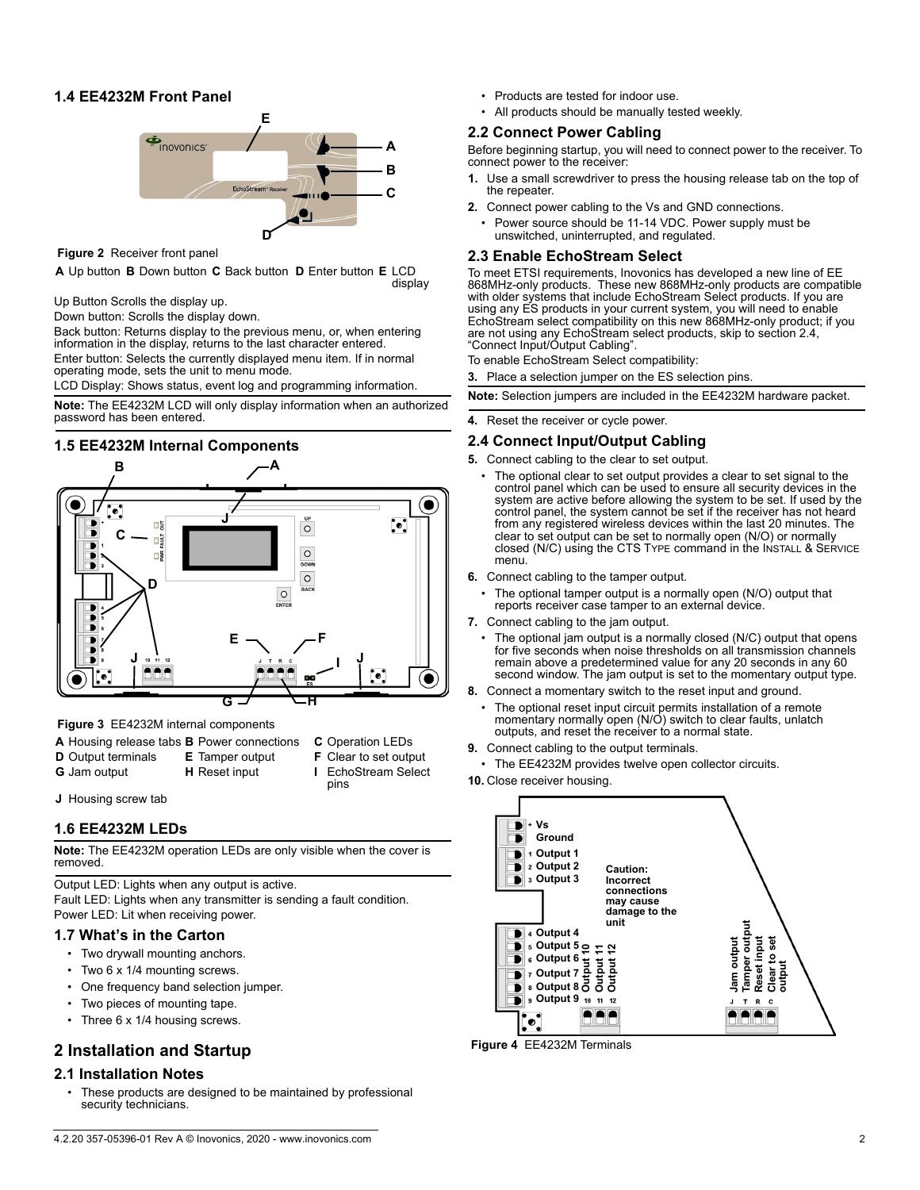### 1.4 EE4232M Front Panel

Figure 2 Receiver front panel

**A** Up button **B** Down button **C** Back button **D** Enter button **E** LCD display

Up Button Scrolls the display up.

Down button: Scrolls the display down.

Back button: Returns display to the previous menu, or, when entering information in the display, returns to the last character entered.

Enter button: Selects the currently displayed menu item. If in normal operating mode, sets the unit to menu mode.

LCD Display: Shows status, event log and programming information.

**Note:** The EE4232M LCD will only display information when an authorized password has been entered.

### 1.5 EE4232M Internal Components

Figure 3 EE4232M internal components

**A** Housing release tabs **B** Power connections **C** Operation LEDs
**D** Output terminals **E** Tamper output **F** Clear to set output
**G** Jam output **H** Reset input **I** EchoStream Select pins
**J** Housing screw tab

### 1.6 EE4232M LEDs

**Note:** The EE4232M operation LEDs are only visible when the cover is removed.

Output LED: Lights when any output is active.

Fault LED: Lights when any transmitter is sending a fault condition.

Power LED: Lit when receiving power.

### 1.7 What's in the Carton

- Two drywall mounting anchors.
- Two 6 x 1/4 mounting screws.
- One frequency band selection jumper.
- Two pieces of mounting tape.
- Three 6 x 1/4 housing screws.

## 2 Installation and Startup

### 2.1 Installation Notes

- These products are designed to be maintained by professional security technicians.
- Products are tested for indoor use.
- All products should be manually tested weekly.

### 2.2 Connect Power Cabling

Before beginning startup, you will need to connect power to the receiver. To connect power to the receiver:

1. Use a small screwdriver to press the housing release tab on the top of the repeater.
2. Connect power cabling to the Vs and GND connections.
   - Power source should be 11-14 VDC. Power supply must be unswitched, uninterrupted, and regulated.

### 2.3 Enable EchoStream Select

To meet ETSI requirements, Inovonics has developed a new line of EE 868MHz-only products. These new 868MHz-only products are compatible with older systems that include EchoStream Select products. If you are using any ES products in your current system, you will need to enable EchoStream select compatibility on this new 868MHz-only product; if you are not using any EchoStream select products, skip to section 2.4, "Connect Input/Output Cabling".

To enable EchoStream Select compatibility:

3. Place a selection jumper on the ES selection pins.

**Note:** Selection jumpers are included in the EE4232M hardware packet.

4. Reset the receiver or cycle power.

### 2.4 Connect Input/Output Cabling

5. Connect cabling to the clear to set output.
   - The optional clear to set output provides a clear to set signal to the control panel which can be used to ensure all security devices in the system are active before allowing the system to be set. If used by the control panel, the system cannot be set if the receiver has not heard from any registered wireless devices within the last 20 minutes. The clear to set output can be set to normally open (N/O) or normally closed (N/C) using the CTS TYPE command in the INSTALL & SERVICE menu.
6. Connect cabling to the tamper output.
   - The optional tamper output is a normally open (N/O) output that reports receiver case tamper to an external device.
7. Connect cabling to the jam output.
   - The optional jam output is a normally closed (N/C) output that opens for five seconds when noise thresholds on all transmission channels remain above a predetermined value for any 20 seconds in any 60 second window. The jam output is set to the momentary output type.
8. Connect a momentary switch to the reset input and ground.
   - The optional reset input circuit permits installation of a remote momentary normally open (N/O) switch to clear faults, unlatch outputs, and reset the receiver to a normal state.
9. Connect cabling to the output terminals.
   - The EE4232M provides twelve open collector circuits.
10. Close receiver housing.

Caution: Incorrect connections may cause damage to the unit

Figure 4 EE4232M Terminals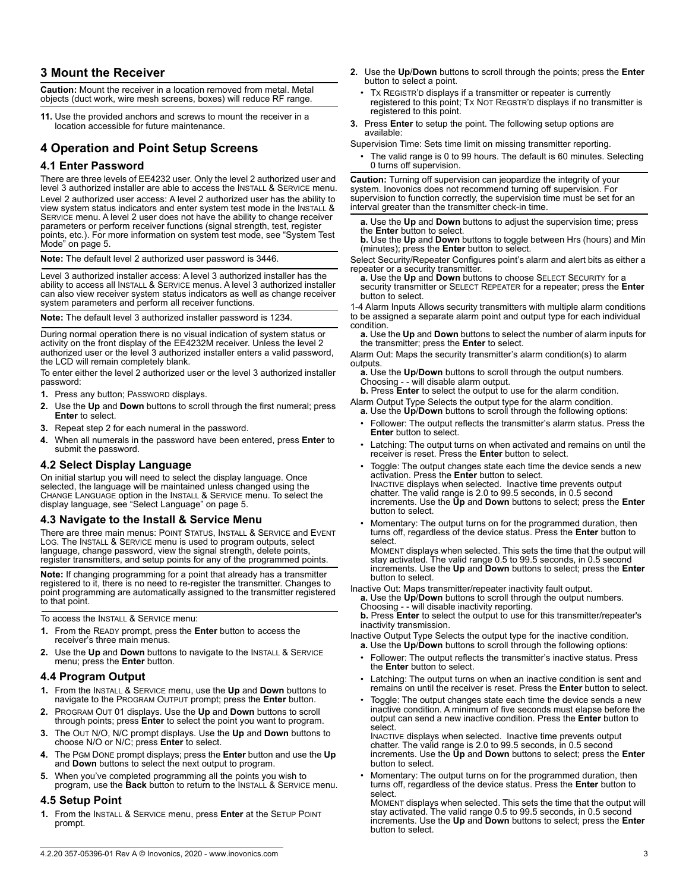## 3 Mount the Receiver

**Caution:** Mount the receiver in a location removed from metal. Metal objects (duct work, wire mesh screens, boxes) will reduce RF range.

**11.** Use the provided anchors and screws to mount the receiver in a location accessible for future maintenance.

## 4 Operation and Point Setup Screens

### 4.1 Enter Password

There are three levels of EE4232 user. Only the level 2 authorized user and level 3 authorized installer are able to access the INSTALL & SERVICE menu.

Level 2 authorized user access: A level 2 authorized user has the ability to view system status indicators and enter system test mode in the INSTALL & SERVICE menu. A level 2 user does not have the ability to change receiver parameters or perform receiver functions (signal strength, test, register points, etc.). For more information on system test mode, see "System Test Mode" on page 5.

**Note:** The default level 2 authorized user password is 3446.

Level 3 authorized installer access: A level 3 authorized installer has the ability to access all INSTALL & SERVICE menus. A level 3 authorized installer can also view receiver system status indicators as well as change receiver system parameters and perform all receiver functions.

**Note:** The default level 3 authorized installer password is 1234.

During normal operation there is no visual indication of system status or activity on the front display of the EE4232M receiver. Unless the level 2 authorized user or the level 3 authorized installer enters a valid password, the LCD will remain completely blank.

To enter either the level 2 authorized user or the level 3 authorized installer password:

1. Press any button; PASSWORD displays.
2. Use the **Up** and **Down** buttons to scroll through the first numeral; press **Enter** to select.
3. Repeat step 2 for each numeral in the password.
4. When all numerals in the password have been entered, press **Enter** to submit the password.

### 4.2 Select Display Language

On initial startup you will need to select the display language. Once selected, the language will be maintained unless changed using the CHANGE LANGUAGE option in the INSTALL & SERVICE menu. To select the display language, see "Select Language" on page 5.

### 4.3 Navigate to the Install & Service Menu

There are three main menus: POINT STATUS, INSTALL & SERVICE and EVENT LOG. The INSTALL & SERVICE menu is used to program outputs, select language, change password, view the signal strength, delete points, register transmitters, and setup points for any of the programmed points.

**Note:** If changing programming for a point that already has a transmitter registered to it, there is no need to re-register the transmitter. Changes to point programming are automatically assigned to the transmitter registered to that point.

To access the INSTALL & SERVICE menu:

1. From the READY prompt, press the **Enter** button to access the receiver's three main menus.
2. Use the **Up** and **Down** buttons to navigate to the INSTALL & SERVICE menu; press the **Enter** button.

### 4.4 Program Output

1. From the INSTALL & SERVICE menu, use the **Up** and **Down** buttons to navigate to the PROGRAM OUTPUT prompt; press the **Enter** button.
2. PROGRAM OUT 01 displays. Use the **Up** and **Down** buttons to scroll through points; press **Enter** to select the point you want to program.
3. The OUT N/O, N/C prompt displays. Use the **Up** and **Down** buttons to choose N/O or N/C; press **Enter** to select.
4. The PGM DONE prompt displays; press the **Enter** button and use the **Up** and **Down** buttons to select the next output to program.
5. When you've completed programming all the points you wish to program, use the **Back** button to return to the INSTALL & SERVICE menu.

### 4.5 Setup Point

1. From the INSTALL & SERVICE menu, press **Enter** at the SETUP POINT prompt.
2. Use the **Up**/**Down** buttons to scroll through the points; press the **Enter** button to select a point.
   - TX REGISTR'D displays if a transmitter or repeater is currently registered to this point; TX NOT REGSTR'D displays if no transmitter is registered to this point.
3. Press **Enter** to setup the point. The following setup options are available:

Supervision Time: Sets time limit on missing transmitter reporting.

- The valid range is 0 to 99 hours. The default is 60 minutes. Selecting 0 turns off supervision.

**Caution:** Turning off supervision can jeopardize the integrity of your system. Inovonics does not recommend turning off supervision. For supervision to function correctly, the supervision time must be set for an interval greater than the transmitter check-in time.

**a.** Use the **Up** and **Down** buttons to adjust the supervision time; press the **Enter** button to select.
**b.** Use the **Up** and **Down** buttons to toggle between Hrs (hours) and Min (minutes); press the **Enter** button to select.

Select Security/Repeater Configures point's alarm and alert bits as either a repeater or a security transmitter.
**a.** Use the **Up** and **Down** buttons to choose SELECT SECURITY for a security transmitter or SELECT REPEATER for a repeater; press the **Enter** button to select.

1-4 Alarm Inputs Allows security transmitters with multiple alarm conditions to be assigned a separate alarm point and output type for each individual condition.
**a.** Use the **Up** and **Down** buttons to select the number of alarm inputs for the transmitter; press the **Enter** to select.

Alarm Out: Maps the security transmitter's alarm condition(s) to alarm outputs.
**a.** Use the **Up**/**Down** buttons to scroll through the output numbers. Choosing - - will disable alarm output.
**b.** Press **Enter** to select the output to use for the alarm condition.

Alarm Output Type Selects the output type for the alarm condition.
**a.** Use the **Up**/**Down** buttons to scroll through the following options:

- Follower: The output reflects the transmitter's alarm status. Press the **Enter** button to select.
- Latching: The output turns on when activated and remains on until the receiver is reset. Press the **Enter** button to select.
- Toggle: The output changes state each time the device sends a new activation. Press the **Enter** button to select.
  INACTIVE displays when selected. Inactive time prevents output chatter. The valid range is 2.0 to 99.5 seconds, in 0.5 second increments. Use the **Up** and **Down** buttons to select; press the **Enter** button to select.
- Momentary: The output turns on for the programmed duration, then turns off, regardless of the device status. Press the **Enter** button to select.
  MOMENT displays when selected. This sets the time that the output will stay activated. The valid range 0.5 to 99.5 seconds, in 0.5 second increments. Use the **Up** and **Down** buttons to select; press the **Enter** button to select.

Inactive Out: Maps transmitter/repeater inactivity fault output.
**a.** Use the **Up**/**Down** buttons to scroll through the output numbers. Choosing - - will disable inactivity reporting.
**b.** Press **Enter** to select the output to use for this transmitter/repeater's inactivity transmission.

Inactive Output Type Selects the output type for the inactive condition.
**a.** Use the **Up**/**Down** buttons to scroll through the following options:

- Follower: The output reflects the transmitter's inactive status. Press the **Enter** button to select.
- Latching: The output turns on when an inactive condition is sent and remains on until the receiver is reset. Press the **Enter** button to select.
- Toggle: The output changes state each time the device sends a new inactive condition. A minimum of five seconds must elapse before the output can send a new inactive condition. Press the **Enter** button to select.
  INACTIVE displays when selected. Inactive time prevents output chatter. The valid range is 2.0 to 99.5 seconds, in 0.5 second increments. Use the **Up** and **Down** buttons to select; press the **Enter** button to select.
- Momentary: The output turns on for the programmed duration, then turns off, regardless of the device status. Press the **Enter** button to select.
  MOMENT displays when selected. This sets the time that the output will stay activated. The valid range 0.5 to 99.5 seconds, in 0.5 second increments. Use the **Up** and **Down** buttons to select; press the **Enter** button to select.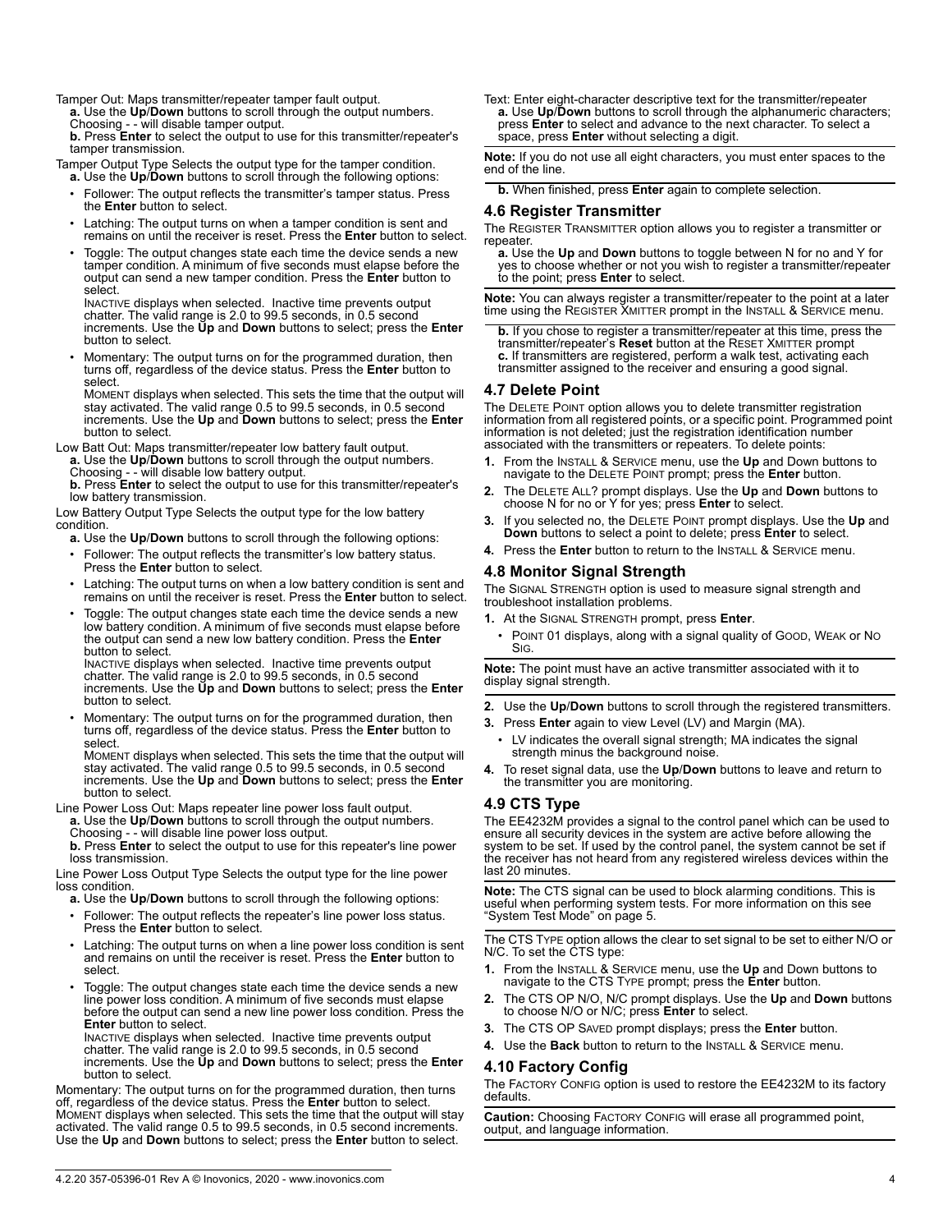Tamper Out: Maps transmitter/repeater tamper fault output.

**a.** Use the **Up**/**Down** buttons to scroll through the output numbers. Choosing - - will disable tamper output.

**b.** Press **Enter** to select the output to use for this transmitter/repeater's tamper transmission.

Tamper Output Type Selects the output type for the tamper condition.

**a.** Use the **Up**/**Down** buttons to scroll through the following options:

- Follower: The output reflects the transmitter's tamper status. Press the **Enter** button to select.
- Latching: The output turns on when a tamper condition is sent and remains on until the receiver is reset. Press the **Enter** button to select.
- Toggle: The output changes state each time the device sends a new tamper condition. A minimum of five seconds must elapse before the output can send a new tamper condition. Press the **Enter** button to select.
  INACTIVE displays when selected. Inactive time prevents output chatter. The valid range is 2.0 to 99.5 seconds, in 0.5 second increments. Use the **Up** and **Down** buttons to select; press the **Enter** button to select.
- Momentary: The output turns on for the programmed duration, then turns off, regardless of the device status. Press the **Enter** button to select.
  MOMENT displays when selected. This sets the time that the output will stay activated. The valid range 0.5 to 99.5 seconds, in 0.5 second increments. Use the **Up** and **Down** buttons to select; press the **Enter** button to select.

Low Batt Out: Maps transmitter/repeater low battery fault output.

**a.** Use the **Up**/**Down** buttons to scroll through the output numbers. Choosing - - will disable low battery output.

**b.** Press **Enter** to select the output to use for this transmitter/repeater's low battery transmission.

Low Battery Output Type Selects the output type for the low battery condition.

**a.** Use the **Up**/**Down** buttons to scroll through the following options:

- Follower: The output reflects the transmitter's low battery status. Press the **Enter** button to select.
- Latching: The output turns on when a low battery condition is sent and remains on until the receiver is reset. Press the **Enter** button to select.
- Toggle: The output changes state each time the device sends a new low battery condition. A minimum of five seconds must elapse before the output can send a new low battery condition. Press the **Enter** button to select.
  INACTIVE displays when selected. Inactive time prevents output chatter. The valid range is 2.0 to 99.5 seconds, in 0.5 second increments. Use the **Up** and **Down** buttons to select; press the **Enter** button to select.
- Momentary: The output turns on for the programmed duration, then turns off, regardless of the device status. Press the **Enter** button to select.
  MOMENT displays when selected. This sets the time that the output will stay activated. The valid range 0.5 to 99.5 seconds, in 0.5 second increments. Use the **Up** and **Down** buttons to select; press the **Enter** button to select.

Line Power Loss Out: Maps repeater line power loss fault output.

**a.** Use the **Up**/**Down** buttons to scroll through the output numbers. Choosing - - will disable line power loss output.

**b.** Press **Enter** to select the output to use for this repeater's line power loss transmission.

Line Power Loss Output Type Selects the output type for the line power loss condition.

**a.** Use the **Up**/**Down** buttons to scroll through the following options:

- Follower: The output reflects the repeater's line power loss status. Press the **Enter** button to select.
- Latching: The output turns on when a line power loss condition is sent and remains on until the receiver is reset. Press the **Enter** button to select.
- Toggle: The output changes state each time the device sends a new line power loss condition. A minimum of five seconds must elapse before the output can send a new line power loss condition. Press the **Enter** button to select.
  INACTIVE displays when selected. Inactive time prevents output chatter. The valid range is 2.0 to 99.5 seconds, in 0.5 second increments. Use the **Up** and **Down** buttons to select; press the **Enter** button to select.

Momentary: The output turns on for the programmed duration, then turns off, regardless of the device status. Press the **Enter** button to select. MOMENT displays when selected. This sets the time that the output will stay activated. The valid range 0.5 to 99.5 seconds, in 0.5 second increments. Use the **Up** and **Down** buttons to select; press the **Enter** button to select.

Text: Enter eight-character descriptive text for the transmitter/repeater

**a.** Use **Up**/**Down** buttons to scroll through the alphanumeric characters; press **Enter** to select and advance to the next character. To select a space, press **Enter** without selecting a digit.

**Note:** If you do not use all eight characters, you must enter spaces to the end of the line.

**b.** When finished, press **Enter** again to complete selection.

## 4.6 Register Transmitter

The REGISTER TRANSMITTER option allows you to register a transmitter or repeater.

**a.** Use the **Up** and **Down** buttons to toggle between N for no and Y for yes to choose whether or not you wish to register a transmitter/repeater to the point; press **Enter** to select.

**Note:** You can always register a transmitter/repeater to the point at a later time using the REGISTER XMITTER prompt in the INSTALL & SERVICE menu.

**b.** If you chose to register a transmitter/repeater at this time, press the transmitter/repeater's **Reset** button at the RESET XMITTER prompt

**c.** If transmitters are registered, perform a walk test, activating each transmitter assigned to the receiver and ensuring a good signal.

## 4.7 Delete Point

The DELETE POINT option allows you to delete transmitter registration information from all registered points, or a specific point. Programmed point information is not deleted; just the registration identification number associated with the transmitters or repeaters. To delete points:

1. From the INSTALL & SERVICE menu, use the **Up** and Down buttons to navigate to the DELETE POINT prompt; press the **Enter** button.
2. The DELETE ALL? prompt displays. Use the **Up** and **Down** buttons to choose N for no or Y for yes; press **Enter** to select.
3. If you selected no, the DELETE POINT prompt displays. Use the **Up** and **Down** buttons to select a point to delete; press **Enter** to select.
4. Press the **Enter** button to return to the INSTALL & SERVICE menu.

## 4.8 Monitor Signal Strength

The SIGNAL STRENGTH option is used to measure signal strength and troubleshoot installation problems.

1. At the SIGNAL STRENGTH prompt, press **Enter**.
   - POINT 01 displays, along with a signal quality of GOOD, WEAK or NO SIG.

**Note:** The point must have an active transmitter associated with it to display signal strength.

2. Use the **Up**/**Down** buttons to scroll through the registered transmitters.
3. Press **Enter** again to view Level (LV) and Margin (MA).
   - LV indicates the overall signal strength; MA indicates the signal strength minus the background noise.
4. To reset signal data, use the **Up**/**Down** buttons to leave and return to the transmitter you are monitoring.

## 4.9 CTS Type

The EE4232M provides a signal to the control panel which can be used to ensure all security devices in the system are active before allowing the system to be set. If used by the control panel, the system cannot be set if the receiver has not heard from any registered wireless devices within the last 20 minutes.

**Note:** The CTS signal can be used to block alarming conditions. This is useful when performing system tests. For more information on this see "System Test Mode" on page 5.

The CTS TYPE option allows the clear to set signal to be set to either N/O or N/C. To set the CTS type:

1. From the INSTALL & SERVICE menu, use the **Up** and Down buttons to navigate to the CTS TYPE prompt; press the **Enter** button.
2. The CTS OP N/O, N/C prompt displays. Use the **Up** and **Down** buttons to choose N/O or N/C; press **Enter** to select.
3. The CTS OP SAVED prompt displays; press the **Enter** button.
4. Use the **Back** button to return to the INSTALL & SERVICE menu.

## 4.10 Factory Config

The FACTORY CONFIG option is used to restore the EE4232M to its factory defaults.

**Caution:** Choosing FACTORY CONFIG will erase all programmed point, output, and language information.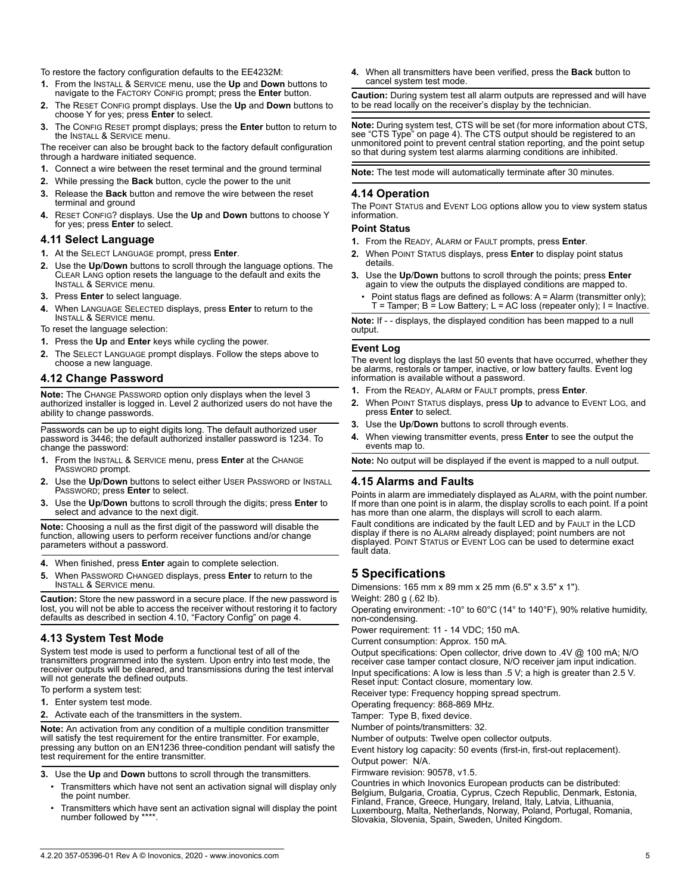To restore the factory configuration defaults to the EE4232M:

1. From the INSTALL & SERVICE menu, use the **Up** and **Down** buttons to navigate to the FACTORY CONFIG prompt; press the **Enter** button.
2. The RESET CONFIG prompt displays. Use the **Up** and **Down** buttons to choose Y for yes; press **Enter** to select.
3. The CONFIG RESET prompt displays; press the **Enter** button to return to the INSTALL & SERVICE menu.

The receiver can also be brought back to the factory default configuration through a hardware initiated sequence.

1. Connect a wire between the reset terminal and the ground terminal
2. While pressing the **Back** button, cycle the power to the unit
3. Release the **Back** button and remove the wire between the reset terminal and ground
4. RESET CONFIG? displays. Use the **Up** and **Down** buttons to choose Y for yes; press **Enter** to select.

### 4.11 Select Language

1. At the SELECT LANGUAGE prompt, press **Enter**.
2. Use the **Up**/**Down** buttons to scroll through the language options. The CLEAR LANG option resets the language to the default and exits the INSTALL & SERVICE menu.
3. Press **Enter** to select language.
4. When LANGUAGE SELECTED displays, press **Enter** to return to the INSTALL & SERVICE menu.

To reset the language selection:

1. Press the **Up** and **Enter** keys while cycling the power.
2. The SELECT LANGUAGE prompt displays. Follow the steps above to choose a new language.

### 4.12 Change Password

**Note:** The CHANGE PASSWORD option only displays when the level 3 authorized installer is logged in. Level 2 authorized users do not have the ability to change passwords.

Passwords can be up to eight digits long. The default authorized user password is 3446; the default authorized installer password is 1234. To change the password:

1. From the INSTALL & SERVICE menu, press **Enter** at the CHANGE PASSWORD prompt.
2. Use the **Up**/**Down** buttons to select either USER PASSWORD or INSTALL PASSWORD; press **Enter** to select.
3. Use the **Up**/**Down** buttons to scroll through the digits; press **Enter** to select and advance to the next digit.

**Note:** Choosing a null as the first digit of the password will disable the function, allowing users to perform receiver functions and/or change parameters without a password.

4. When finished, press **Enter** again to complete selection.
5. When PASSWORD CHANGED displays, press **Enter** to return to the INSTALL & SERVICE menu.

**Caution:** Store the new password in a secure place. If the new password is lost, you will not be able to access the receiver without restoring it to factory defaults as described in section 4.10, "Factory Config" on page 4.

### 4.13 System Test Mode

System test mode is used to perform a functional test of all of the transmitters programmed into the system. Upon entry into test mode, the receiver outputs will be cleared, and transmissions during the test interval will not generate the defined outputs.

To perform a system test:

1. Enter system test mode.
2. Activate each of the transmitters in the system.

**Note:** An activation from any condition of a multiple condition transmitter will satisfy the test requirement for the entire transmitter. For example, pressing any button on an EN1236 three-condition pendant will satisfy the test requirement for the entire transmitter.

3. Use the **Up** and **Down** buttons to scroll through the transmitters.
   - Transmitters which have not sent an activation signal will display only the point number.
   - Transmitters which have sent an activation signal will display the point number followed by ****.
4. When all transmitters have been verified, press the **Back** button to cancel system test mode.

**Caution:** During system test all alarm outputs are repressed and will have to be read locally on the receiver's display by the technician.

**Note:** During system test, CTS will be set (for more information about CTS, see "CTS Type" on page 4). The CTS output should be registered to an unmonitored point to prevent central station reporting, and the point setup so that during system test alarms alarming conditions are inhibited.

**Note:** The test mode will automatically terminate after 30 minutes.

### 4.14 Operation

The POINT STATUS and EVENT LOG options allow you to view system status information.

#### Point Status

1. From the READY, ALARM or FAULT prompts, press **Enter**.
2. When POINT STATUS displays, press **Enter** to display point status details.
3. Use the **Up**/**Down** buttons to scroll through the points; press **Enter** again to view the outputs the displayed conditions are mapped to.
   - Point status flags are defined as follows: A = Alarm (transmitter only); T = Tamper; B = Low Battery; L = AC loss (repeater only); I = Inactive.

**Note:** If - - displays, the displayed condition has been mapped to a null output.

#### Event Log

The event log displays the last 50 events that have occurred, whether they be alarms, restorals or tamper, inactive, or low battery faults. Event log information is available without a password.

1. From the READY, ALARM or FAULT prompts, press **Enter**.
2. When POINT STATUS displays, press **Up** to advance to EVENT LOG, and press **Enter** to select.
3. Use the **Up**/**Down** buttons to scroll through events.
4. When viewing transmitter events, press **Enter** to see the output the events map to.

**Note:** No output will be displayed if the event is mapped to a null output.

### 4.15 Alarms and Faults

Points in alarm are immediately displayed as ALARM, with the point number. If more than one point is in alarm, the display scrolls to each point. If a point has more than one alarm, the displays will scroll to each alarm.

Fault conditions are indicated by the fault LED and by FAULT in the LCD display if there is no ALARM already displayed; point numbers are not displayed. POINT STATUS or EVENT LOG can be used to determine exact fault data.

## 5 Specifications

Dimensions: 165 mm x 89 mm x 25 mm (6.5" x 3.5" x 1").

Weight: 280 g (.62 lb).

Operating environment: -10° to 60°C (14° to 140°F), 90% relative humidity, non-condensing.

Power requirement: 11 - 14 VDC; 150 mA.

Current consumption: Approx. 150 mA.

Output specifications: Open collector, drive down to .4V @ 100 mA; N/O receiver case tamper contact closure, N/O receiver jam input indication.

Input specifications: A low is less than .5 V; a high is greater than 2.5 V. Reset input: Contact closure, momentary low.

Receiver type: Frequency hopping spread spectrum.

Operating frequency: 868-869 MHz.

Tamper: Type B, fixed device.

Number of points/transmitters: 32.

Number of outputs: Twelve open collector outputs.

Event history log capacity: 50 events (first-in, first-out replacement).

Output power: N/A.

Firmware revision: 90578, v1.5.

Countries in which Inovonics European products can be distributed: Belgium, Bulgaria, Croatia, Cyprus, Czech Republic, Denmark, Estonia, Finland, France, Greece, Hungary, Ireland, Italy, Latvia, Lithuania, Luxembourg, Malta, Netherlands, Norway, Poland, Portugal, Romania, Slovakia, Slovenia, Spain, Sweden, United Kingdom.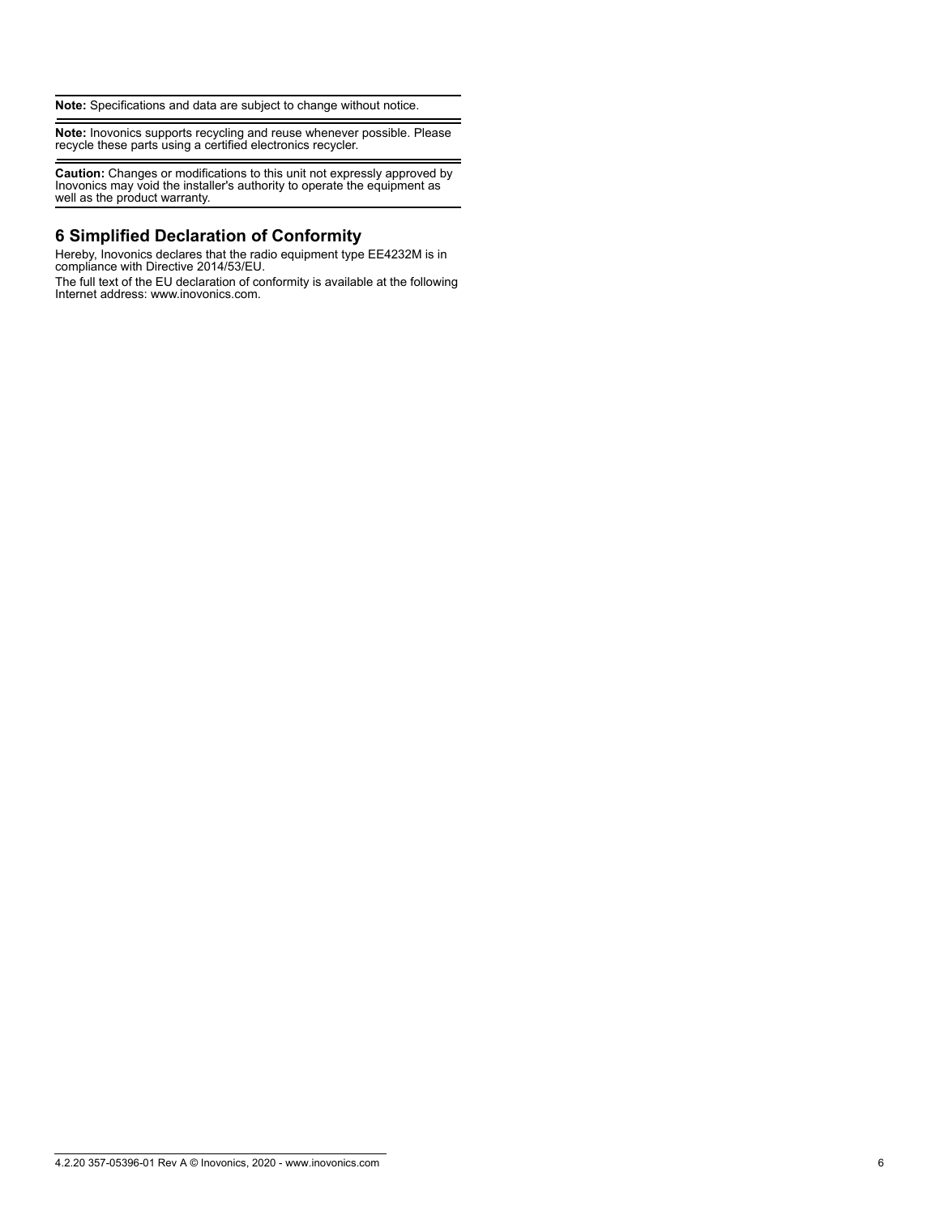**Note:** Specifications and data are subject to change without notice.

**Note:** Inovonics supports recycling and reuse whenever possible. Please recycle these parts using a certified electronics recycler.

**Caution:** Changes or modifications to this unit not expressly approved by Inovonics may void the installer's authority to operate the equipment as well as the product warranty.

## 6 Simplified Declaration of Conformity

Hereby, Inovonics declares that the radio equipment type EE4232M is in compliance with Directive 2014/53/EU.

The full text of the EU declaration of conformity is available at the following Internet address: www.inovonics.com.